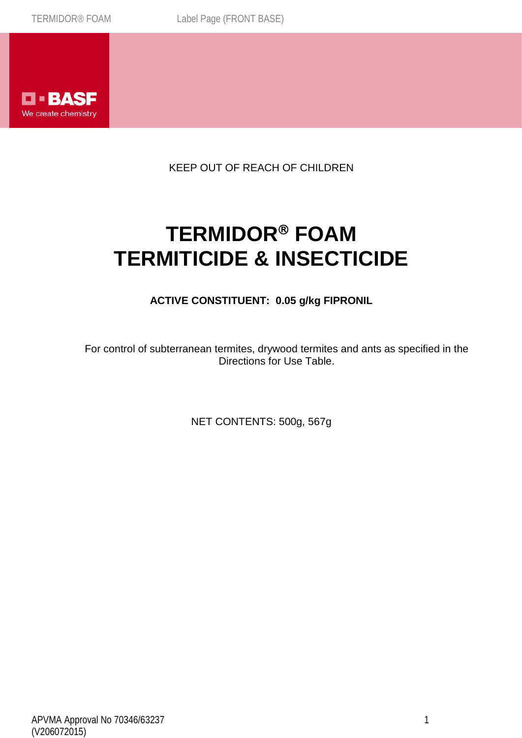KEEP OUT OF REACH OF CHILDREN

# TERMIDOR® FOAM
# TERMITICIDE & INSECTICIDE

**ACTIVE CONSTITUENT: 0.05 g/kg FIPRONIL**

For control of subterranean termites, drywood termites and ants as specified in the Directions for Use Table.

NET CONTENTS: 500g, 567g

APVMA Approval No 70346/63237
(V206072015)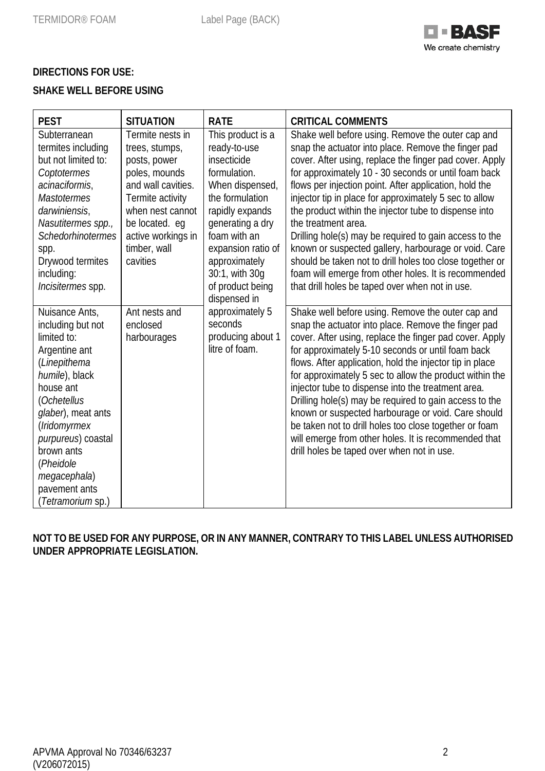**DIRECTIONS FOR USE:**

**SHAKE WELL BEFORE USING**

| PEST | SITUATION | RATE | CRITICAL COMMENTS |
|---|---|---|---|
| Subterranean termites including but not limited to: *Coptotermes acinaciformis*, *Mastotermes darwiniensis*, *Nasutitermes spp., Schedorhinotermes* spp. Drywood termites including: *Incisitermes* spp. | Termite nests in trees, stumps, posts, power poles, mounds and wall cavities. Termite activity when nest cannot be located. eg active workings in timber, wall cavities | This product is a ready-to-use insecticide formulation. When dispensed, the formulation rapidly expands generating a dry foam with an expansion ratio of approximately 30:1, with 30g of product being dispensed in approximately 5 seconds producing about 1 litre of foam. | Shake well before using. Remove the outer cap and snap the actuator into place. Remove the finger pad cover. After using, replace the finger pad cover. Apply for approximately 10 - 30 seconds or until foam back flows per injection point. After application, hold the injector tip in place for approximately 5 sec to allow the product within the injector tube to dispense into the treatment area. Drilling hole(s) may be required to gain access to the known or suspected gallery, harbourage or void. Care should be taken not to drill holes too close together or foam will emerge from other holes. It is recommended that drill holes be taped over when not in use. |
| Nuisance Ants, including but not limited to: Argentine ant (*Linepithema humile*), black house ant (*Ochetellus glaber*), meat ants (*Iridomyrmex purpureus*) coastal brown ants (*Pheidole megacephala*) pavement ants (*Tetramorium* sp.) | Ant nests and enclosed harbourages | | Shake well before using. Remove the outer cap and snap the actuator into place. Remove the finger pad cover. After using, replace the finger pad cover. Apply for approximately 5-10 seconds or until foam back flows. After application, hold the injector tip in place for approximately 5 sec to allow the product within the injector tube to dispense into the treatment area. Drilling hole(s) may be required to gain access to the known or suspected harbourage or void. Care should be taken not to drill holes too close together or foam will emerge from other holes. It is recommended that drill holes be taped over when not in use. |

**NOT TO BE USED FOR ANY PURPOSE, OR IN ANY MANNER, CONTRARY TO THIS LABEL UNLESS AUTHORISED UNDER APPROPRIATE LEGISLATION.**

APVMA Approval No 70346/63237
(V206072015)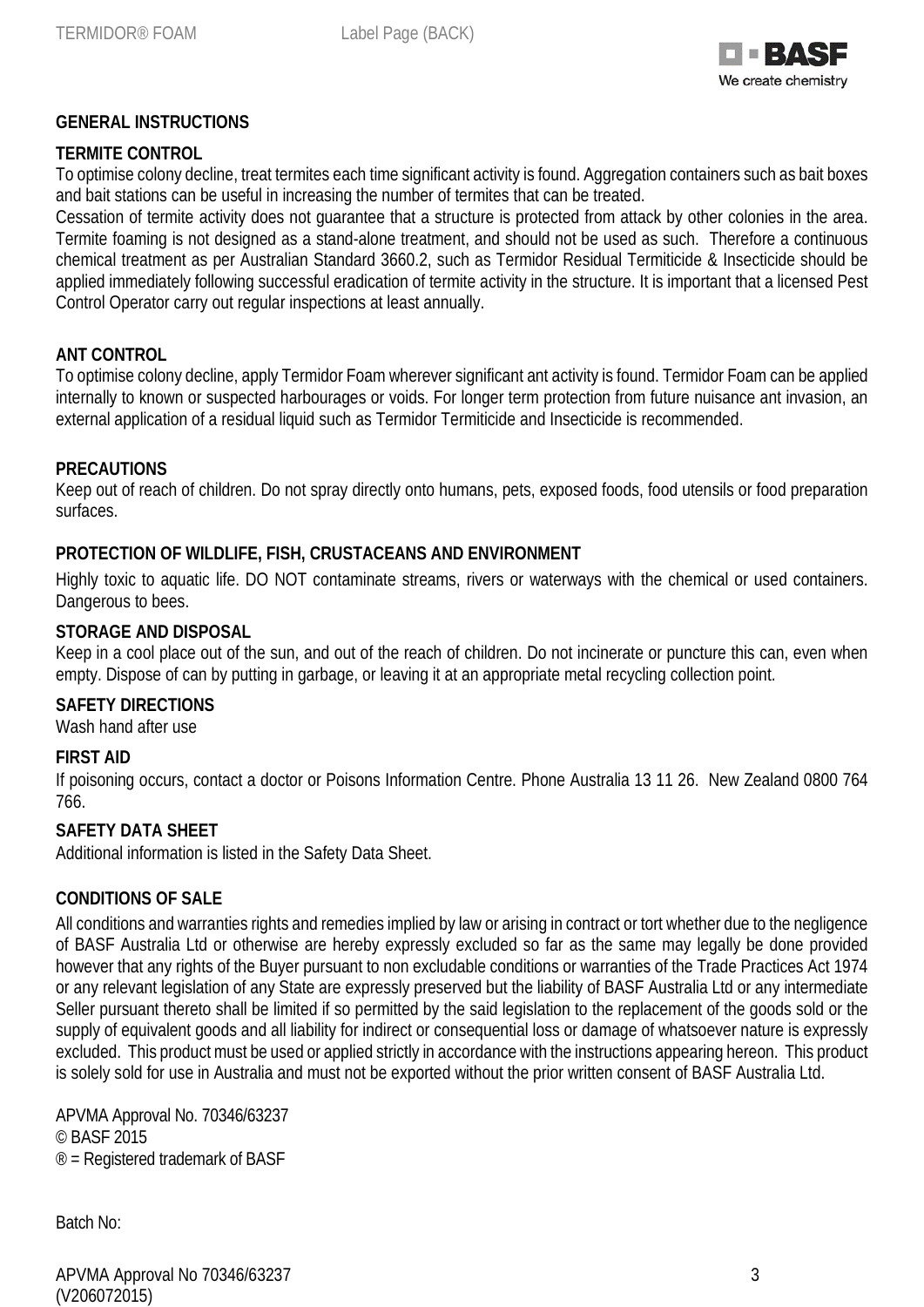## GENERAL INSTRUCTIONS

### TERMITE CONTROL

To optimise colony decline, treat termites each time significant activity is found. Aggregation containers such as bait boxes and bait stations can be useful in increasing the number of termites that can be treated.

Cessation of termite activity does not guarantee that a structure is protected from attack by other colonies in the area. Termite foaming is not designed as a stand-alone treatment, and should not be used as such. Therefore a continuous chemical treatment as per Australian Standard 3660.2, such as Termidor Residual Termiticide & Insecticide should be applied immediately following successful eradication of termite activity in the structure. It is important that a licensed Pest Control Operator carry out regular inspections at least annually.

### ANT CONTROL

To optimise colony decline, apply Termidor Foam wherever significant ant activity is found. Termidor Foam can be applied internally to known or suspected harbourages or voids. For longer term protection from future nuisance ant invasion, an external application of a residual liquid such as Termidor Termiticide and Insecticide is recommended.

### PRECAUTIONS

Keep out of reach of children. Do not spray directly onto humans, pets, exposed foods, food utensils or food preparation surfaces.

### PROTECTION OF WILDLIFE, FISH, CRUSTACEANS AND ENVIRONMENT

Highly toxic to aquatic life. DO NOT contaminate streams, rivers or waterways with the chemical or used containers. Dangerous to bees.

### STORAGE AND DISPOSAL

Keep in a cool place out of the sun, and out of the reach of children. Do not incinerate or puncture this can, even when empty. Dispose of can by putting in garbage, or leaving it at an appropriate metal recycling collection point.

### SAFETY DIRECTIONS

Wash hand after use

### FIRST AID

If poisoning occurs, contact a doctor or Poisons Information Centre. Phone Australia 13 11 26. New Zealand 0800 764 766.

### SAFETY DATA SHEET

Additional information is listed in the Safety Data Sheet.

### CONDITIONS OF SALE

All conditions and warranties rights and remedies implied by law or arising in contract or tort whether due to the negligence of BASF Australia Ltd or otherwise are hereby expressly excluded so far as the same may legally be done provided however that any rights of the Buyer pursuant to non excludable conditions or warranties of the Trade Practices Act 1974 or any relevant legislation of any State are expressly preserved but the liability of BASF Australia Ltd or any intermediate Seller pursuant thereto shall be limited if so permitted by the said legislation to the replacement of the goods sold or the supply of equivalent goods and all liability for indirect or consequential loss or damage of whatsoever nature is expressly excluded. This product must be used or applied strictly in accordance with the instructions appearing hereon. This product is solely sold for use in Australia and must not be exported without the prior written consent of BASF Australia Ltd.

APVMA Approval No. 70346/63237
© BASF 2015
® = Registered trademark of BASF

Batch No:

APVMA Approval No 70346/63237
(V206072015)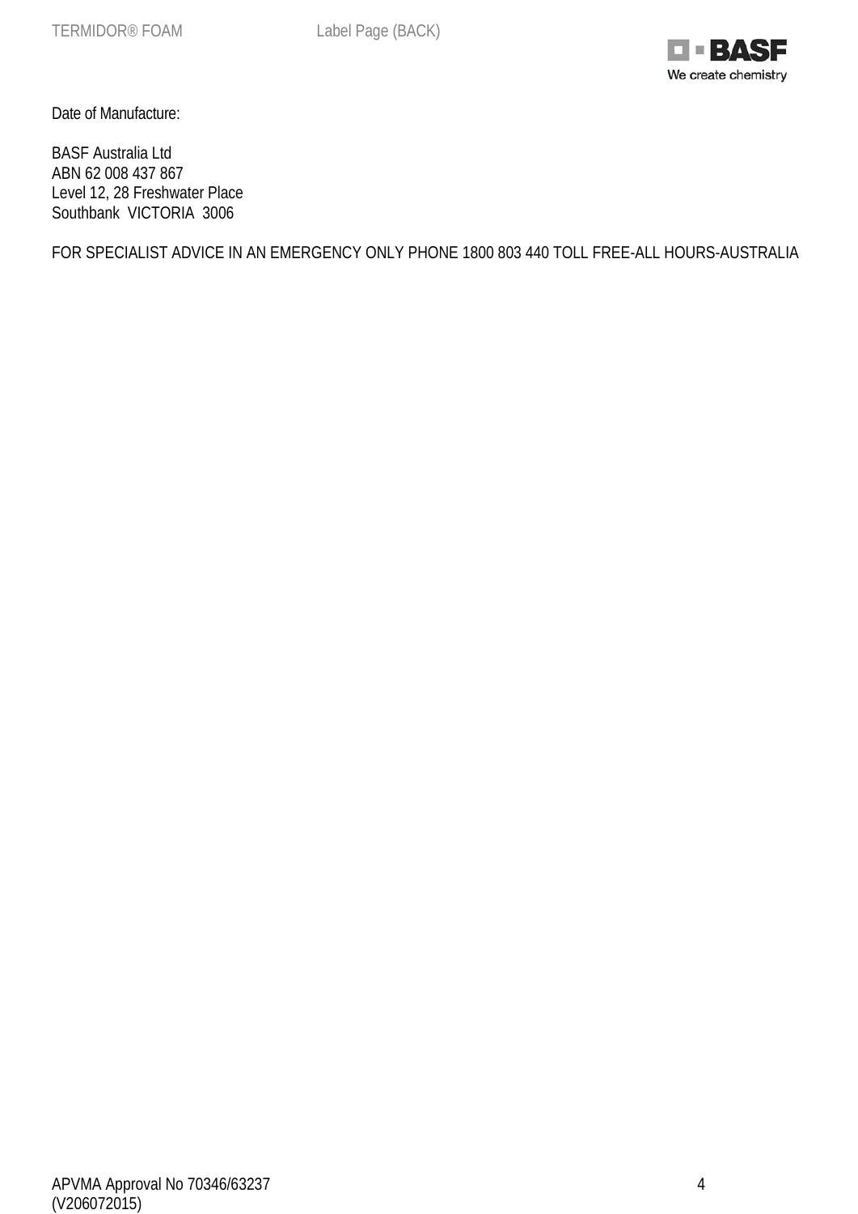Date of Manufacture:

BASF Australia Ltd
ABN 62 008 437 867
Level 12, 28 Freshwater Place
Southbank VICTORIA 3006

FOR SPECIALIST ADVICE IN AN EMERGENCY ONLY PHONE 1800 803 440 TOLL FREE-ALL HOURS-AUSTRALIA

APVMA Approval No 70346/63237
(V206072015)